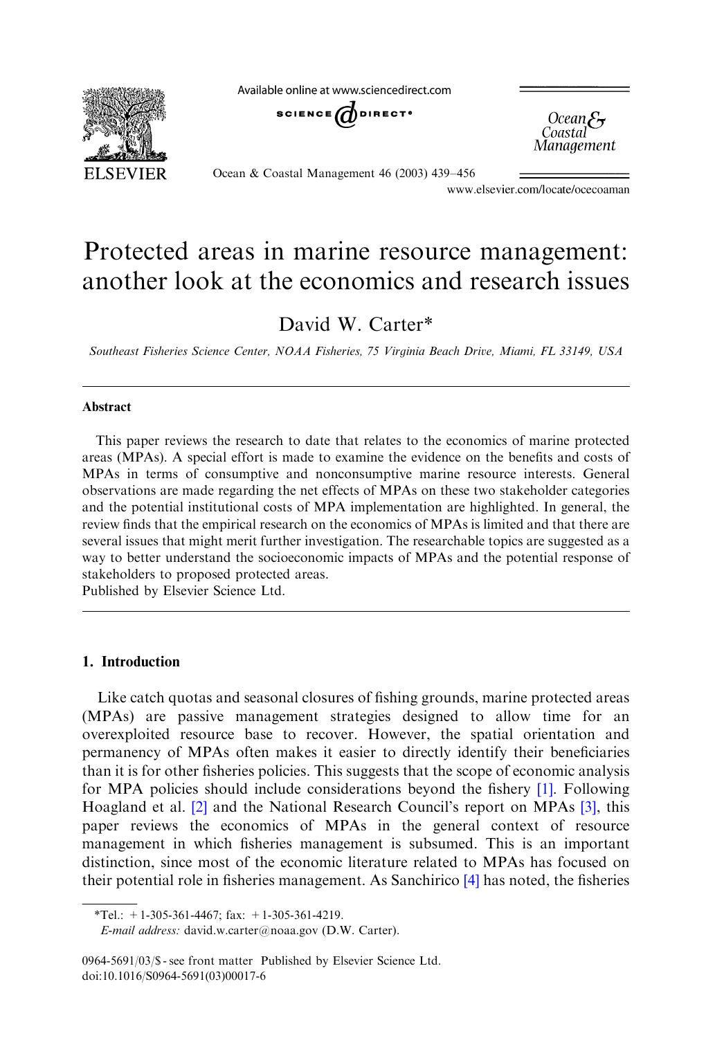# Protected areas in marine resource management: another look at the economics and research issues

David W. Carter*

*Southeast Fisheries Science Center, NOAA Fisheries, 75 Virginia Beach Drive, Miami, FL 33149, USA*

## Abstract

This paper reviews the research to date that relates to the economics of marine protected areas (MPAs). A special effort is made to examine the evidence on the benefits and costs of MPAs in terms of consumptive and nonconsumptive marine resource interests. General observations are made regarding the net effects of MPAs on these two stakeholder categories and the potential institutional costs of MPA implementation are highlighted. In general, the review finds that the empirical research on the economics of MPAs is limited and that there are several issues that might merit further investigation. The researchable topics are suggested as a way to better understand the socioeconomic impacts of MPAs and the potential response of stakeholders to proposed protected areas.

Published by Elsevier Science Ltd.

## 1. Introduction

Like catch quotas and seasonal closures of fishing grounds, marine protected areas (MPAs) are passive management strategies designed to allow time for an overexploited resource base to recover. However, the spatial orientation and permanency of MPAs often makes it easier to directly identify their beneficiaries than it is for other fisheries policies. This suggests that the scope of economic analysis for MPA policies should include considerations beyond the fishery [1]. Following Hoagland et al. [2] and the National Research Council's report on MPAs [3], this paper reviews the economics of MPAs in the general context of resource management in which fisheries management is subsumed. This is an important distinction, since most of the economic literature related to MPAs has focused on their potential role in fisheries management. As Sanchirico [4] has noted, the fisheries

*Tel.: +1-305-361-4467; fax: +1-305-361-4219.

*E-mail address:* david.w.carter@noaa.gov (D.W. Carter).

0964-5691/03/$ - see front matter Published by Elsevier Science Ltd.
doi:10.1016/S0964-5691(03)00017-6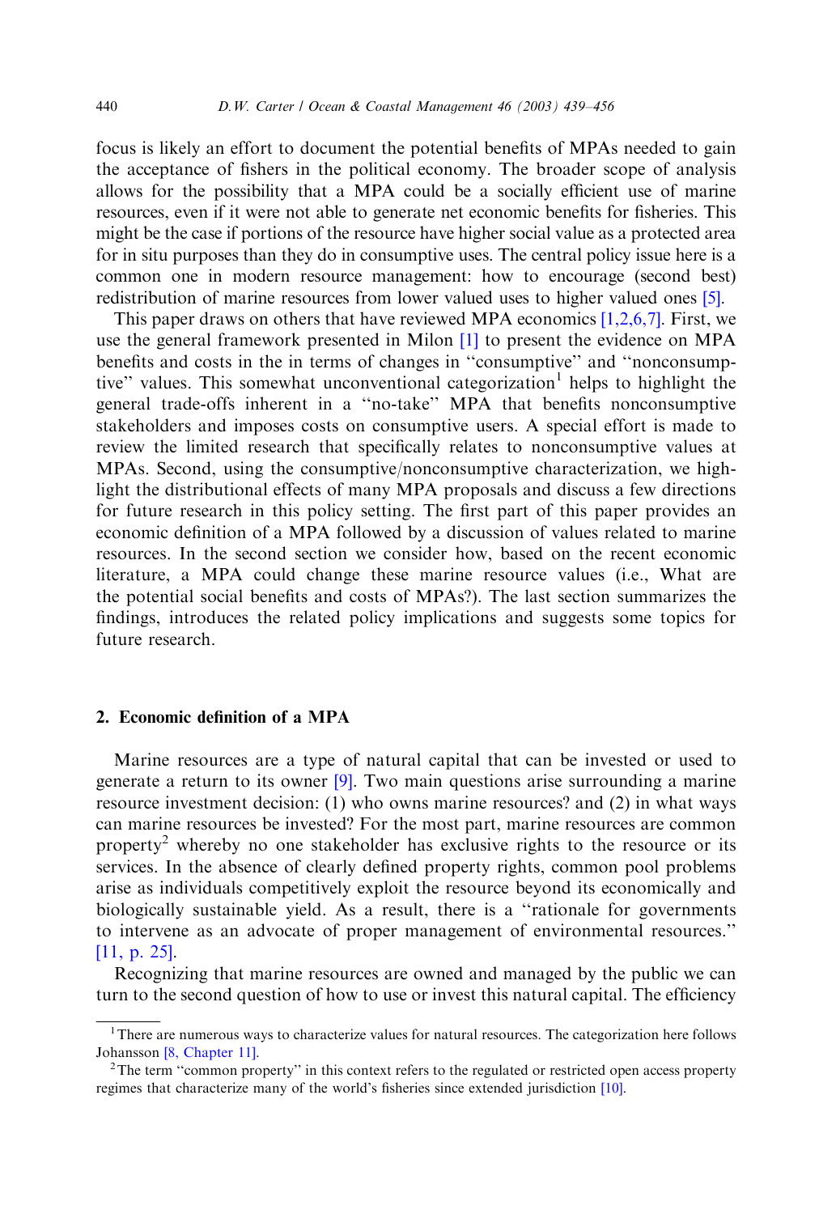focus is likely an effort to document the potential benefits of MPAs needed to gain the acceptance of fishers in the political economy. The broader scope of analysis allows for the possibility that a MPA could be a socially efficient use of marine resources, even if it were not able to generate net economic benefits for fisheries. This might be the case if portions of the resource have higher social value as a protected area for in situ purposes than they do in consumptive uses. The central policy issue here is a common one in modern resource management: how to encourage (second best) redistribution of marine resources from lower valued uses to higher valued ones [5].

This paper draws on others that have reviewed MPA economics [1,2,6,7]. First, we use the general framework presented in Milon [1] to present the evidence on MPA benefits and costs in the in terms of changes in "consumptive" and "nonconsumptive" values. This somewhat unconventional categorization[1] helps to highlight the general trade-offs inherent in a "no-take" MPA that benefits nonconsumptive stakeholders and imposes costs on consumptive users. A special effort is made to review the limited research that specifically relates to nonconsumptive values at MPAs. Second, using the consumptive/nonconsumptive characterization, we highlight the distributional effects of many MPA proposals and discuss a few directions for future research in this policy setting. The first part of this paper provides an economic definition of a MPA followed by a discussion of values related to marine resources. In the second section we consider how, based on the recent economic literature, a MPA could change these marine resource values (i.e., What are the potential social benefits and costs of MPAs?). The last section summarizes the findings, introduces the related policy implications and suggests some topics for future research.

## 2. Economic definition of a MPA

Marine resources are a type of natural capital that can be invested or used to generate a return to its owner [9]. Two main questions arise surrounding a marine resource investment decision: (1) who owns marine resources? and (2) in what ways can marine resources be invested? For the most part, marine resources are common property[2] whereby no one stakeholder has exclusive rights to the resource or its services. In the absence of clearly defined property rights, common pool problems arise as individuals competitively exploit the resource beyond its economically and biologically sustainable yield. As a result, there is a "rationale for governments to intervene as an advocate of proper management of environmental resources." [11, p. 25].

Recognizing that marine resources are owned and managed by the public we can turn to the second question of how to use or invest this natural capital. The efficiency

[1] There are numerous ways to characterize values for natural resources. The categorization here follows Johansson [8, Chapter 11].

[2] The term "common property" in this context refers to the regulated or restricted open access property regimes that characterize many of the world's fisheries since extended jurisdiction [10].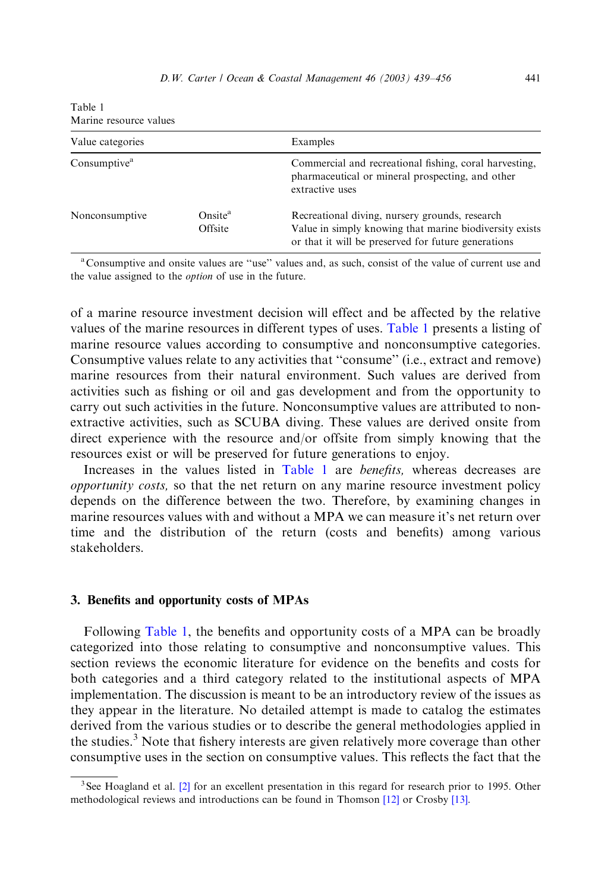Table 1
Marine resource values

| Value categories | | Examples |
|---|---|---|
| Consumptive[a] | | Commercial and recreational fishing, coral harvesting, pharmaceutical or mineral prospecting, and other extractive uses |
| Nonconsumptive | Onsite[a] | Recreational diving, nursery grounds, research |
| | Offsite | Value in simply knowing that marine biodiversity exists or that it will be preserved for future generations |

[a] Consumptive and onsite values are "use" values and, as such, consist of the value of current use and the value assigned to the *option* of use in the future.

of a marine resource investment decision will effect and be affected by the relative values of the marine resources in different types of uses. Table 1 presents a listing of marine resource values according to consumptive and nonconsumptive categories. Consumptive values relate to any activities that "consume" (i.e., extract and remove) marine resources from their natural environment. Such values are derived from activities such as fishing or oil and gas development and from the opportunity to carry out such activities in the future. Nonconsumptive values are attributed to non-extractive activities, such as SCUBA diving. These values are derived onsite from direct experience with the resource and/or offsite from simply knowing that the resources exist or will be preserved for future generations to enjoy.

Increases in the values listed in Table 1 are *benefits,* whereas decreases are *opportunity costs,* so that the net return on any marine resource investment policy depends on the difference between the two. Therefore, by examining changes in marine resources values with and without a MPA we can measure it's net return over time and the distribution of the return (costs and benefits) among various stakeholders.

## 3. Benefits and opportunity costs of MPAs

Following Table 1, the benefits and opportunity costs of a MPA can be broadly categorized into those relating to consumptive and nonconsumptive values. This section reviews the economic literature for evidence on the benefits and costs for both categories and a third category related to the institutional aspects of MPA implementation. The discussion is meant to be an introductory review of the issues as they appear in the literature. No detailed attempt is made to catalog the estimates derived from the various studies or to describe the general methodologies applied in the studies.[3] Note that fishery interests are given relatively more coverage than other consumptive uses in the section on consumptive values. This reflects the fact that the

[3] See Hoagland et al. [2] for an excellent presentation in this regard for research prior to 1995. Other methodological reviews and introductions can be found in Thomson [12] or Crosby [13].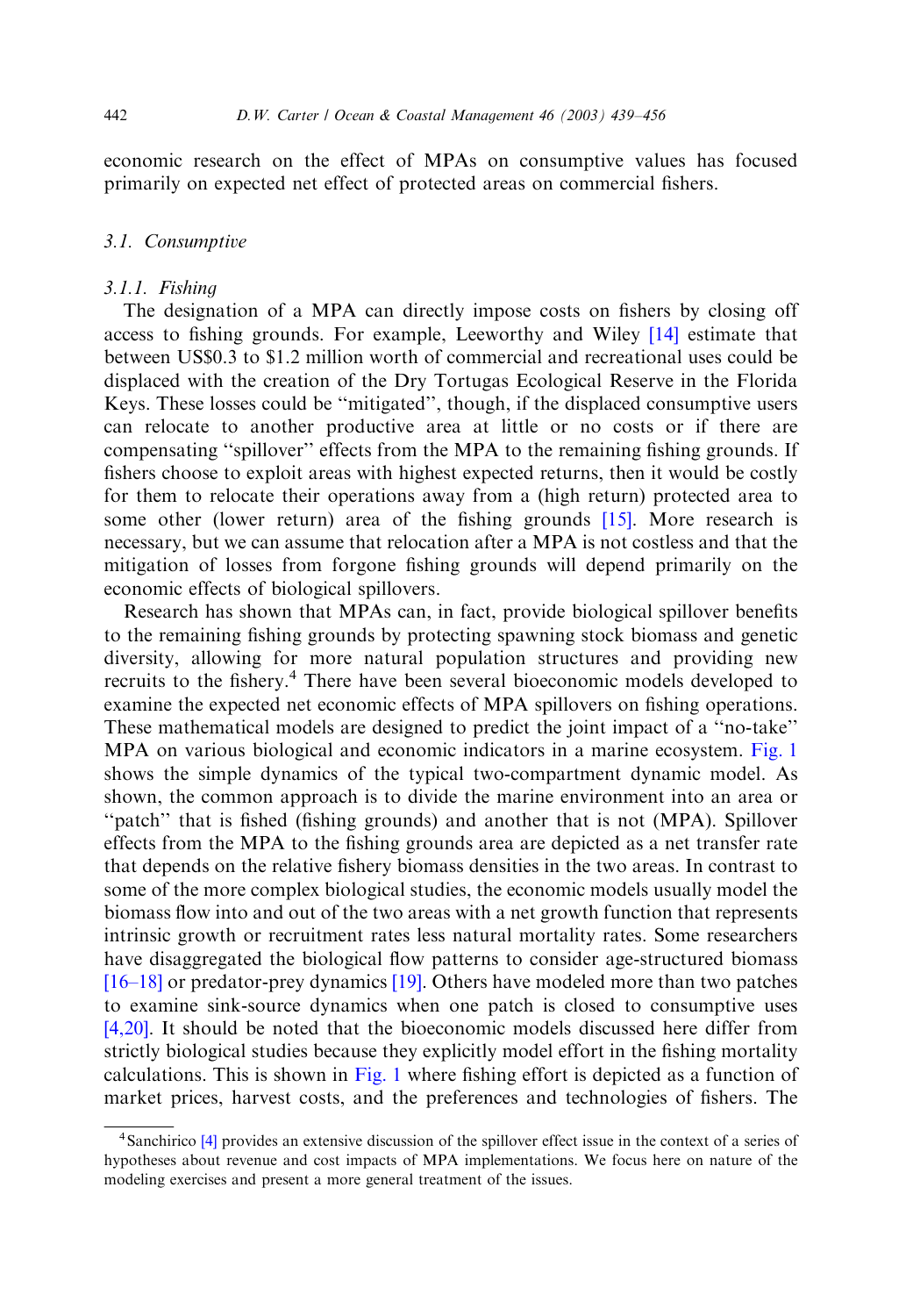economic research on the effect of MPAs on consumptive values has focused primarily on expected net effect of protected areas on commercial fishers.

### 3.1. Consumptive

#### 3.1.1. Fishing

The designation of a MPA can directly impose costs on fishers by closing off access to fishing grounds. For example, Leeworthy and Wiley [14] estimate that between US$0.3 to $1.2 million worth of commercial and recreational uses could be displaced with the creation of the Dry Tortugas Ecological Reserve in the Florida Keys. These losses could be "mitigated", though, if the displaced consumptive users can relocate to another productive area at little or no costs or if there are compensating "spillover" effects from the MPA to the remaining fishing grounds. If fishers choose to exploit areas with highest expected returns, then it would be costly for them to relocate their operations away from a (high return) protected area to some other (lower return) area of the fishing grounds [15]. More research is necessary, but we can assume that relocation after a MPA is not costless and that the mitigation of losses from forgone fishing grounds will depend primarily on the economic effects of biological spillovers.

Research has shown that MPAs can, in fact, provide biological spillover benefits to the remaining fishing grounds by protecting spawning stock biomass and genetic diversity, allowing for more natural population structures and providing new recruits to the fishery.[4] There have been several bioeconomic models developed to examine the expected net economic effects of MPA spillovers on fishing operations. These mathematical models are designed to predict the joint impact of a "no-take" MPA on various biological and economic indicators in a marine ecosystem. Fig. 1 shows the simple dynamics of the typical two-compartment dynamic model. As shown, the common approach is to divide the marine environment into an area or "patch" that is fished (fishing grounds) and another that is not (MPA). Spillover effects from the MPA to the fishing grounds area are depicted as a net transfer rate that depends on the relative fishery biomass densities in the two areas. In contrast to some of the more complex biological studies, the economic models usually model the biomass flow into and out of the two areas with a net growth function that represents intrinsic growth or recruitment rates less natural mortality rates. Some researchers have disaggregated the biological flow patterns to consider age-structured biomass [16–18] or predator-prey dynamics [19]. Others have modeled more than two patches to examine sink-source dynamics when one patch is closed to consumptive uses [4,20]. It should be noted that the bioeconomic models discussed here differ from strictly biological studies because they explicitly model effort in the fishing mortality calculations. This is shown in Fig. 1 where fishing effort is depicted as a function of market prices, harvest costs, and the preferences and technologies of fishers. The

[4] Sanchirico [4] provides an extensive discussion of the spillover effect issue in the context of a series of hypotheses about revenue and cost impacts of MPA implementations. We focus here on nature of the modeling exercises and present a more general treatment of the issues.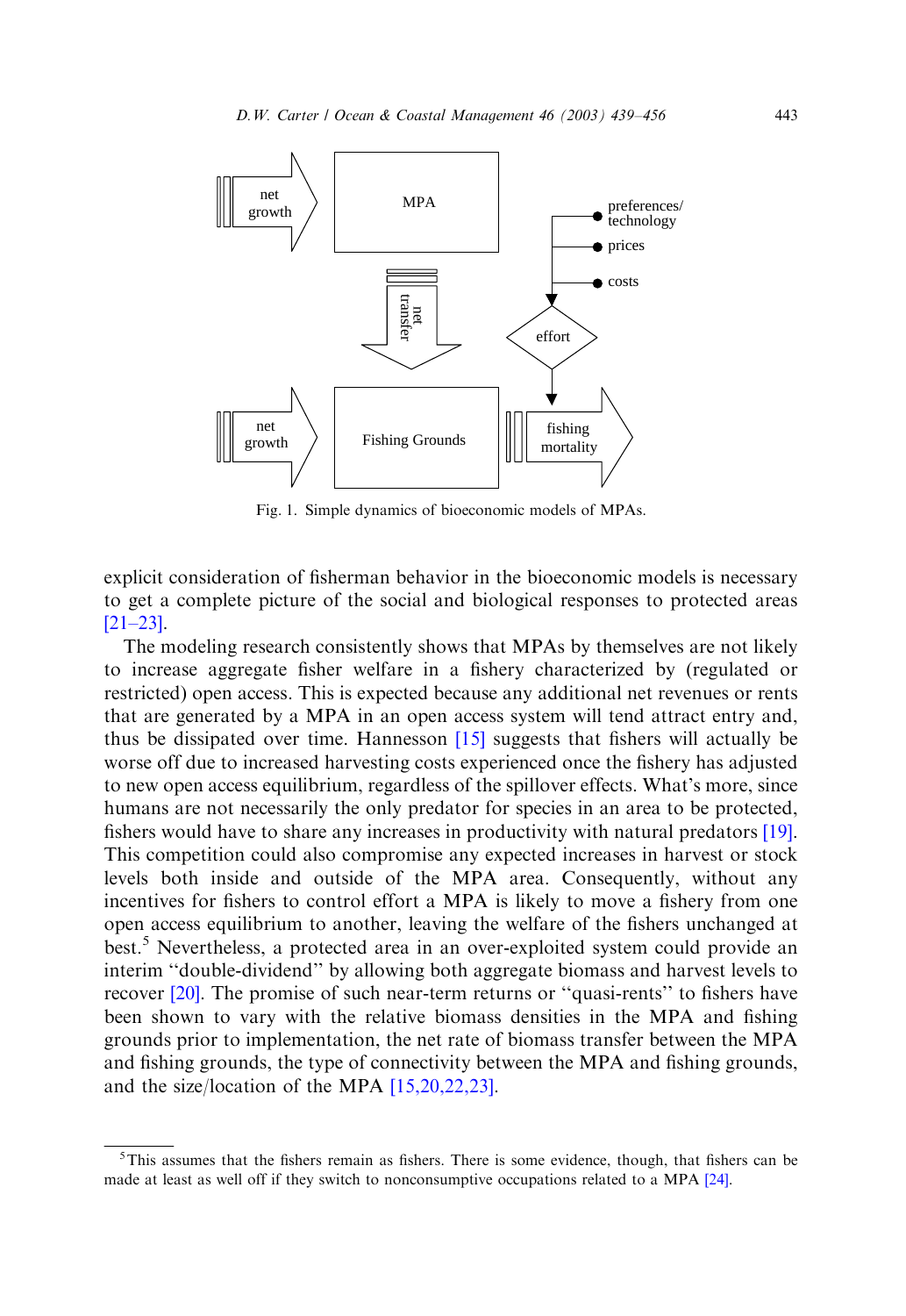Fig. 1. Simple dynamics of bioeconomic models of MPAs.

explicit consideration of fisherman behavior in the bioeconomic models is necessary to get a complete picture of the social and biological responses to protected areas [21–23].

The modeling research consistently shows that MPAs by themselves are not likely to increase aggregate fisher welfare in a fishery characterized by (regulated or restricted) open access. This is expected because any additional net revenues or rents that are generated by a MPA in an open access system will tend attract entry and, thus be dissipated over time. Hannesson [15] suggests that fishers will actually be worse off due to increased harvesting costs experienced once the fishery has adjusted to new open access equilibrium, regardless of the spillover effects. What's more, since humans are not necessarily the only predator for species in an area to be protected, fishers would have to share any increases in productivity with natural predators [19]. This competition could also compromise any expected increases in harvest or stock levels both inside and outside of the MPA area. Consequently, without any incentives for fishers to control effort a MPA is likely to move a fishery from one open access equilibrium to another, leaving the welfare of the fishers unchanged at best.[5] Nevertheless, a protected area in an over-exploited system could provide an interim "double-dividend" by allowing both aggregate biomass and harvest levels to recover [20]. The promise of such near-term returns or "quasi-rents" to fishers have been shown to vary with the relative biomass densities in the MPA and fishing grounds prior to implementation, the net rate of biomass transfer between the MPA and fishing grounds, the type of connectivity between the MPA and fishing grounds, and the size/location of the MPA [15,20,22,23].

[5] This assumes that the fishers remain as fishers. There is some evidence, though, that fishers can be made at least as well off if they switch to nonconsumptive occupations related to a MPA [24].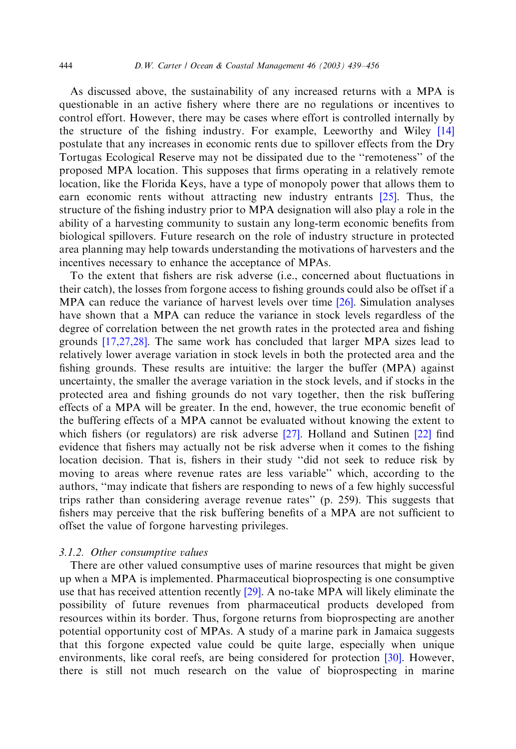As discussed above, the sustainability of any increased returns with a MPA is questionable in an active fishery where there are no regulations or incentives to control effort. However, there may be cases where effort is controlled internally by the structure of the fishing industry. For example, Leeworthy and Wiley [14] postulate that any increases in economic rents due to spillover effects from the Dry Tortugas Ecological Reserve may not be dissipated due to the "remoteness" of the proposed MPA location. This supposes that firms operating in a relatively remote location, like the Florida Keys, have a type of monopoly power that allows them to earn economic rents without attracting new industry entrants [25]. Thus, the structure of the fishing industry prior to MPA designation will also play a role in the ability of a harvesting community to sustain any long-term economic benefits from biological spillovers. Future research on the role of industry structure in protected area planning may help towards understanding the motivations of harvesters and the incentives necessary to enhance the acceptance of MPAs.

To the extent that fishers are risk adverse (i.e., concerned about fluctuations in their catch), the losses from forgone access to fishing grounds could also be offset if a MPA can reduce the variance of harvest levels over time [26]. Simulation analyses have shown that a MPA can reduce the variance in stock levels regardless of the degree of correlation between the net growth rates in the protected area and fishing grounds [17,27,28]. The same work has concluded that larger MPA sizes lead to relatively lower average variation in stock levels in both the protected area and the fishing grounds. These results are intuitive: the larger the buffer (MPA) against uncertainty, the smaller the average variation in the stock levels, and if stocks in the protected area and fishing grounds do not vary together, then the risk buffering effects of a MPA will be greater. In the end, however, the true economic benefit of the buffering effects of a MPA cannot be evaluated without knowing the extent to which fishers (or regulators) are risk adverse [27]. Holland and Sutinen [22] find evidence that fishers may actually not be risk adverse when it comes to the fishing location decision. That is, fishers in their study "did not seek to reduce risk by moving to areas where revenue rates are less variable" which, according to the authors, "may indicate that fishers are responding to news of a few highly successful trips rather than considering average revenue rates" (p. 259). This suggests that fishers may perceive that the risk buffering benefits of a MPA are not sufficient to offset the value of forgone harvesting privileges.

#### *3.1.2. Other consumptive values*

There are other valued consumptive uses of marine resources that might be given up when a MPA is implemented. Pharmaceutical bioprospecting is one consumptive use that has received attention recently [29]. A no-take MPA will likely eliminate the possibility of future revenues from pharmaceutical products developed from resources within its border. Thus, forgone returns from bioprospecting are another potential opportunity cost of MPAs. A study of a marine park in Jamaica suggests that this forgone expected value could be quite large, especially when unique environments, like coral reefs, are being considered for protection [30]. However, there is still not much research on the value of bioprospecting in marine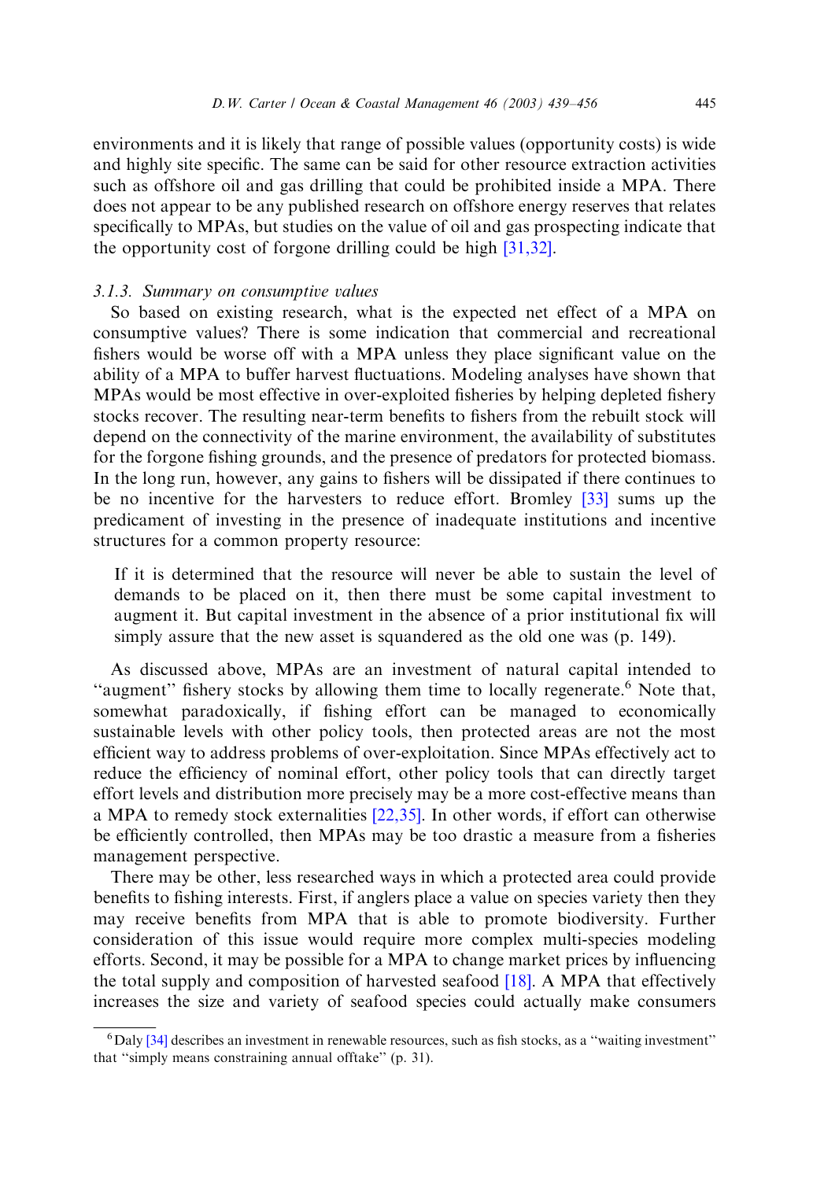environments and it is likely that range of possible values (opportunity costs) is wide and highly site specific. The same can be said for other resource extraction activities such as offshore oil and gas drilling that could be prohibited inside a MPA. There does not appear to be any published research on offshore energy reserves that relates specifically to MPAs, but studies on the value of oil and gas prospecting indicate that the opportunity cost of forgone drilling could be high [31,32].

### 3.1.3. Summary on consumptive values

So based on existing research, what is the expected net effect of a MPA on consumptive values? There is some indication that commercial and recreational fishers would be worse off with a MPA unless they place significant value on the ability of a MPA to buffer harvest fluctuations. Modeling analyses have shown that MPAs would be most effective in over-exploited fisheries by helping depleted fishery stocks recover. The resulting near-term benefits to fishers from the rebuilt stock will depend on the connectivity of the marine environment, the availability of substitutes for the forgone fishing grounds, and the presence of predators for protected biomass. In the long run, however, any gains to fishers will be dissipated if there continues to be no incentive for the harvesters to reduce effort. Bromley [33] sums up the predicament of investing in the presence of inadequate institutions and incentive structures for a common property resource:

> If it is determined that the resource will never be able to sustain the level of demands to be placed on it, then there must be some capital investment to augment it. But capital investment in the absence of a prior institutional fix will simply assure that the new asset is squandered as the old one was (p. 149).

As discussed above, MPAs are an investment of natural capital intended to "augment" fishery stocks by allowing them time to locally regenerate.[6] Note that, somewhat paradoxically, if fishing effort can be managed to economically sustainable levels with other policy tools, then protected areas are not the most efficient way to address problems of over-exploitation. Since MPAs effectively act to reduce the efficiency of nominal effort, other policy tools that can directly target effort levels and distribution more precisely may be a more cost-effective means than a MPA to remedy stock externalities [22,35]. In other words, if effort can otherwise be efficiently controlled, then MPAs may be too drastic a measure from a fisheries management perspective.

There may be other, less researched ways in which a protected area could provide benefits to fishing interests. First, if anglers place a value on species variety then they may receive benefits from MPA that is able to promote biodiversity. Further consideration of this issue would require more complex multi-species modeling efforts. Second, it may be possible for a MPA to change market prices by influencing the total supply and composition of harvested seafood [18]. A MPA that effectively increases the size and variety of seafood species could actually make consumers

[6] Daly [34] describes an investment in renewable resources, such as fish stocks, as a "waiting investment" that "simply means constraining annual offtake" (p. 31).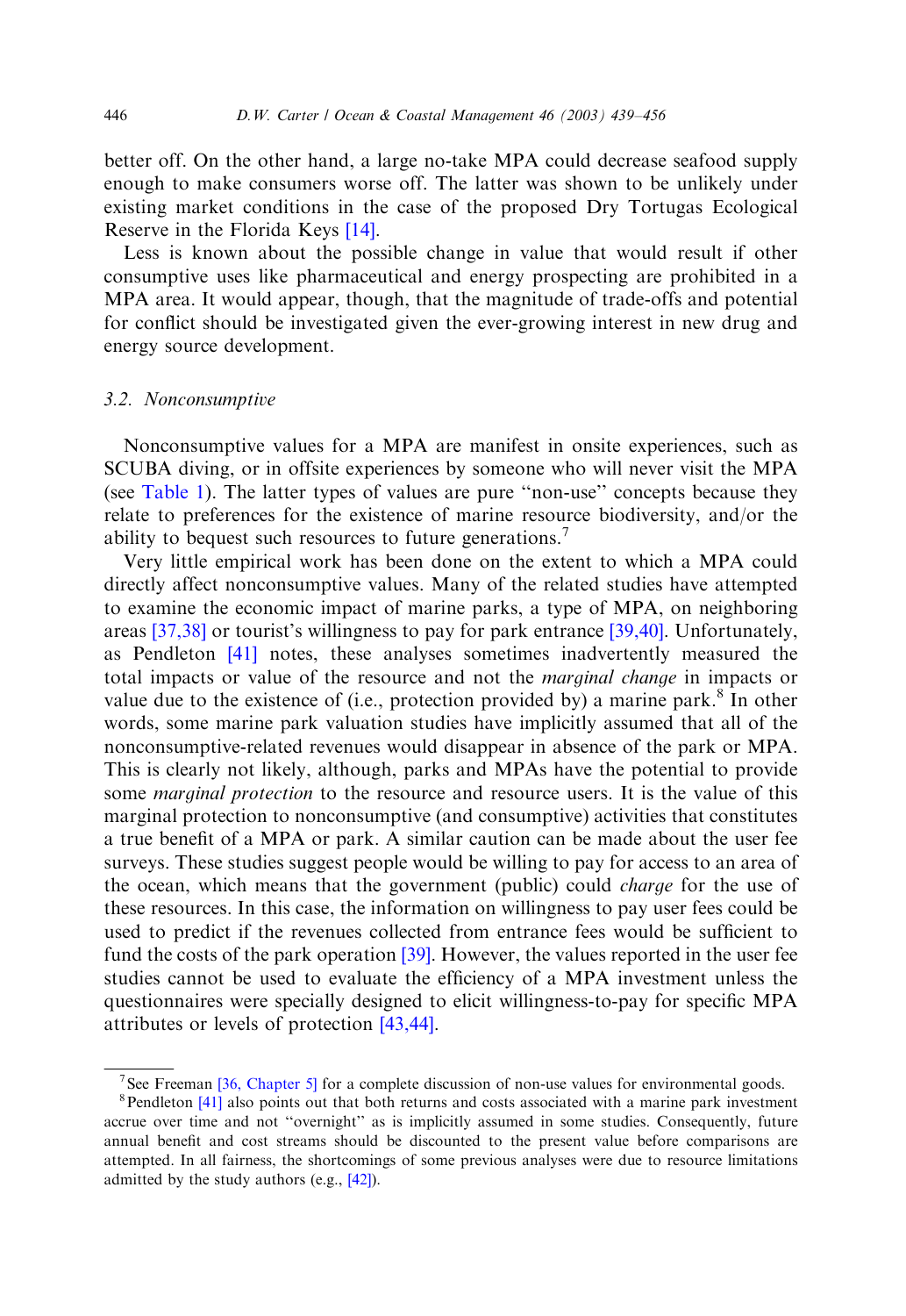better off. On the other hand, a large no-take MPA could decrease seafood supply enough to make consumers worse off. The latter was shown to be unlikely under existing market conditions in the case of the proposed Dry Tortugas Ecological Reserve in the Florida Keys [14].

Less is known about the possible change in value that would result if other consumptive uses like pharmaceutical and energy prospecting are prohibited in a MPA area. It would appear, though, that the magnitude of trade-offs and potential for conflict should be investigated given the ever-growing interest in new drug and energy source development.

### 3.2. Nonconsumptive

Nonconsumptive values for a MPA are manifest in onsite experiences, such as SCUBA diving, or in offsite experiences by someone who will never visit the MPA (see Table 1). The latter types of values are pure "non-use" concepts because they relate to preferences for the existence of marine resource biodiversity, and/or the ability to bequest such resources to future generations.[7]

Very little empirical work has been done on the extent to which a MPA could directly affect nonconsumptive values. Many of the related studies have attempted to examine the economic impact of marine parks, a type of MPA, on neighboring areas [37,38] or tourist's willingness to pay for park entrance [39,40]. Unfortunately, as Pendleton [41] notes, these analyses sometimes inadvertently measured the total impacts or value of the resource and not the *marginal change* in impacts or value due to the existence of (i.e., protection provided by) a marine park.[8] In other words, some marine park valuation studies have implicitly assumed that all of the nonconsumptive-related revenues would disappear in absence of the park or MPA. This is clearly not likely, although, parks and MPAs have the potential to provide some *marginal protection* to the resource and resource users. It is the value of this marginal protection to nonconsumptive (and consumptive) activities that constitutes a true benefit of a MPA or park. A similar caution can be made about the user fee surveys. These studies suggest people would be willing to pay for access to an area of the ocean, which means that the government (public) could *charge* for the use of these resources. In this case, the information on willingness to pay user fees could be used to predict if the revenues collected from entrance fees would be sufficient to fund the costs of the park operation [39]. However, the values reported in the user fee studies cannot be used to evaluate the efficiency of a MPA investment unless the questionnaires were specially designed to elicit willingness-to-pay for specific MPA attributes or levels of protection [43,44].

---

[7] See Freeman [36, Chapter 5] for a complete discussion of non-use values for environmental goods.

[8] Pendleton [41] also points out that both returns and costs associated with a marine park investment accrue over time and not "overnight" as is implicitly assumed in some studies. Consequently, future annual benefit and cost streams should be discounted to the present value before comparisons are attempted. In all fairness, the shortcomings of some previous analyses were due to resource limitations admitted by the study authors (e.g., [42]).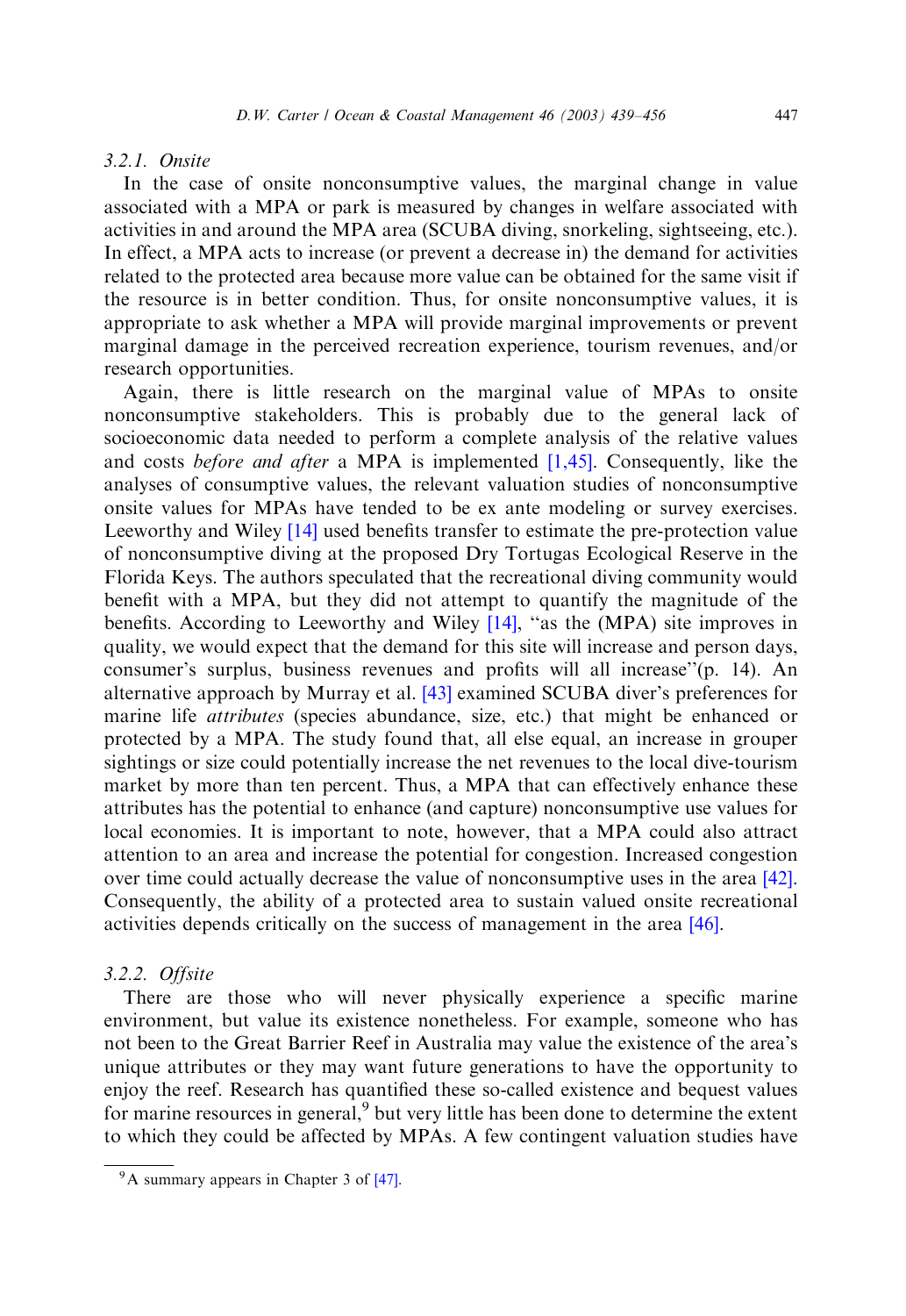#### 3.2.1. *Onsite*

In the case of onsite nonconsumptive values, the marginal change in value associated with a MPA or park is measured by changes in welfare associated with activities in and around the MPA area (SCUBA diving, snorkeling, sightseeing, etc.). In effect, a MPA acts to increase (or prevent a decrease in) the demand for activities related to the protected area because more value can be obtained for the same visit if the resource is in better condition. Thus, for onsite nonconsumptive values, it is appropriate to ask whether a MPA will provide marginal improvements or prevent marginal damage in the perceived recreation experience, tourism revenues, and/or research opportunities.

Again, there is little research on the marginal value of MPAs to onsite nonconsumptive stakeholders. This is probably due to the general lack of socioeconomic data needed to perform a complete analysis of the relative values and costs *before and after* a MPA is implemented [1,45]. Consequently, like the analyses of consumptive values, the relevant valuation studies of nonconsumptive onsite values for MPAs have tended to be ex ante modeling or survey exercises. Leeworthy and Wiley [14] used benefits transfer to estimate the pre-protection value of nonconsumptive diving at the proposed Dry Tortugas Ecological Reserve in the Florida Keys. The authors speculated that the recreational diving community would benefit with a MPA, but they did not attempt to quantify the magnitude of the benefits. According to Leeworthy and Wiley [14], "as the (MPA) site improves in quality, we would expect that the demand for this site will increase and person days, consumer's surplus, business revenues and profits will all increase"(p. 14). An alternative approach by Murray et al. [43] examined SCUBA diver's preferences for marine life *attributes* (species abundance, size, etc.) that might be enhanced or protected by a MPA. The study found that, all else equal, an increase in grouper sightings or size could potentially increase the net revenues to the local dive-tourism market by more than ten percent. Thus, a MPA that can effectively enhance these attributes has the potential to enhance (and capture) nonconsumptive use values for local economies. It is important to note, however, that a MPA could also attract attention to an area and increase the potential for congestion. Increased congestion over time could actually decrease the value of nonconsumptive uses in the area [42]. Consequently, the ability of a protected area to sustain valued onsite recreational activities depends critically on the success of management in the area [46].

#### 3.2.2. *Offsite*

There are those who will never physically experience a specific marine environment, but value its existence nonetheless. For example, someone who has not been to the Great Barrier Reef in Australia may value the existence of the area's unique attributes or they may want future generations to have the opportunity to enjoy the reef. Research has quantified these so-called existence and bequest values for marine resources in general,[9] but very little has been done to determine the extent to which they could be affected by MPAs. A few contingent valuation studies have

[9] A summary appears in Chapter 3 of [47].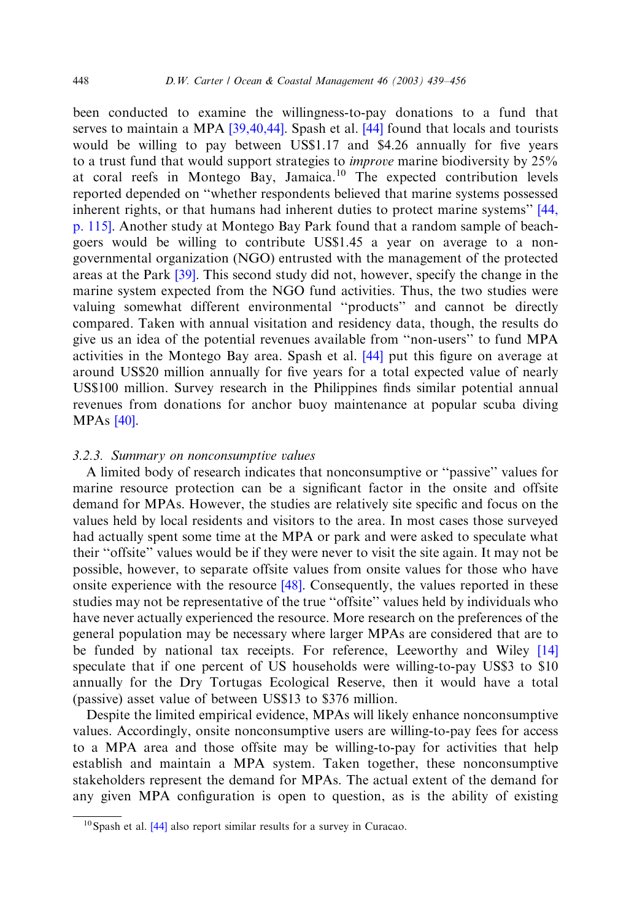been conducted to examine the willingness-to-pay donations to a fund that serves to maintain a MPA [39,40,44]. Spash et al. [44] found that locals and tourists would be willing to pay between US$1.17 and $4.26 annually for five years to a trust fund that would support strategies to *improve* marine biodiversity by 25% at coral reefs in Montego Bay, Jamaica.[10] The expected contribution levels reported depended on "whether respondents believed that marine systems possessed inherent rights, or that humans had inherent duties to protect marine systems" [44, p. 115]. Another study at Montego Bay Park found that a random sample of beach-goers would be willing to contribute US$1.45 a year on average to a non-governmental organization (NGO) entrusted with the management of the protected areas at the Park [39]. This second study did not, however, specify the change in the marine system expected from the NGO fund activities. Thus, the two studies were valuing somewhat different environmental "products" and cannot be directly compared. Taken with annual visitation and residency data, though, the results do give us an idea of the potential revenues available from "non-users" to fund MPA activities in the Montego Bay area. Spash et al. [44] put this figure on average at around US$20 million annually for five years for a total expected value of nearly US$100 million. Survey research in the Philippines finds similar potential annual revenues from donations for anchor buoy maintenance at popular scuba diving MPAs [40].

### 3.2.3. *Summary on nonconsumptive values*

A limited body of research indicates that nonconsumptive or "passive" values for marine resource protection can be a significant factor in the onsite and offsite demand for MPAs. However, the studies are relatively site specific and focus on the values held by local residents and visitors to the area. In most cases those surveyed had actually spent some time at the MPA or park and were asked to speculate what their "offsite" values would be if they were never to visit the site again. It may not be possible, however, to separate offsite values from onsite values for those who have onsite experience with the resource [48]. Consequently, the values reported in these studies may not be representative of the true "offsite" values held by individuals who have never actually experienced the resource. More research on the preferences of the general population may be necessary where larger MPAs are considered that are to be funded by national tax receipts. For reference, Leeworthy and Wiley [14] speculate that if one percent of US households were willing-to-pay US$3 to $10 annually for the Dry Tortugas Ecological Reserve, then it would have a total (passive) asset value of between US$13 to $376 million.

Despite the limited empirical evidence, MPAs will likely enhance nonconsumptive values. Accordingly, onsite nonconsumptive users are willing-to-pay fees for access to a MPA area and those offsite may be willing-to-pay for activities that help establish and maintain a MPA system. Taken together, these nonconsumptive stakeholders represent the demand for MPAs. The actual extent of the demand for any given MPA configuration is open to question, as is the ability of existing

[10] Spash et al. [44] also report similar results for a survey in Curacao.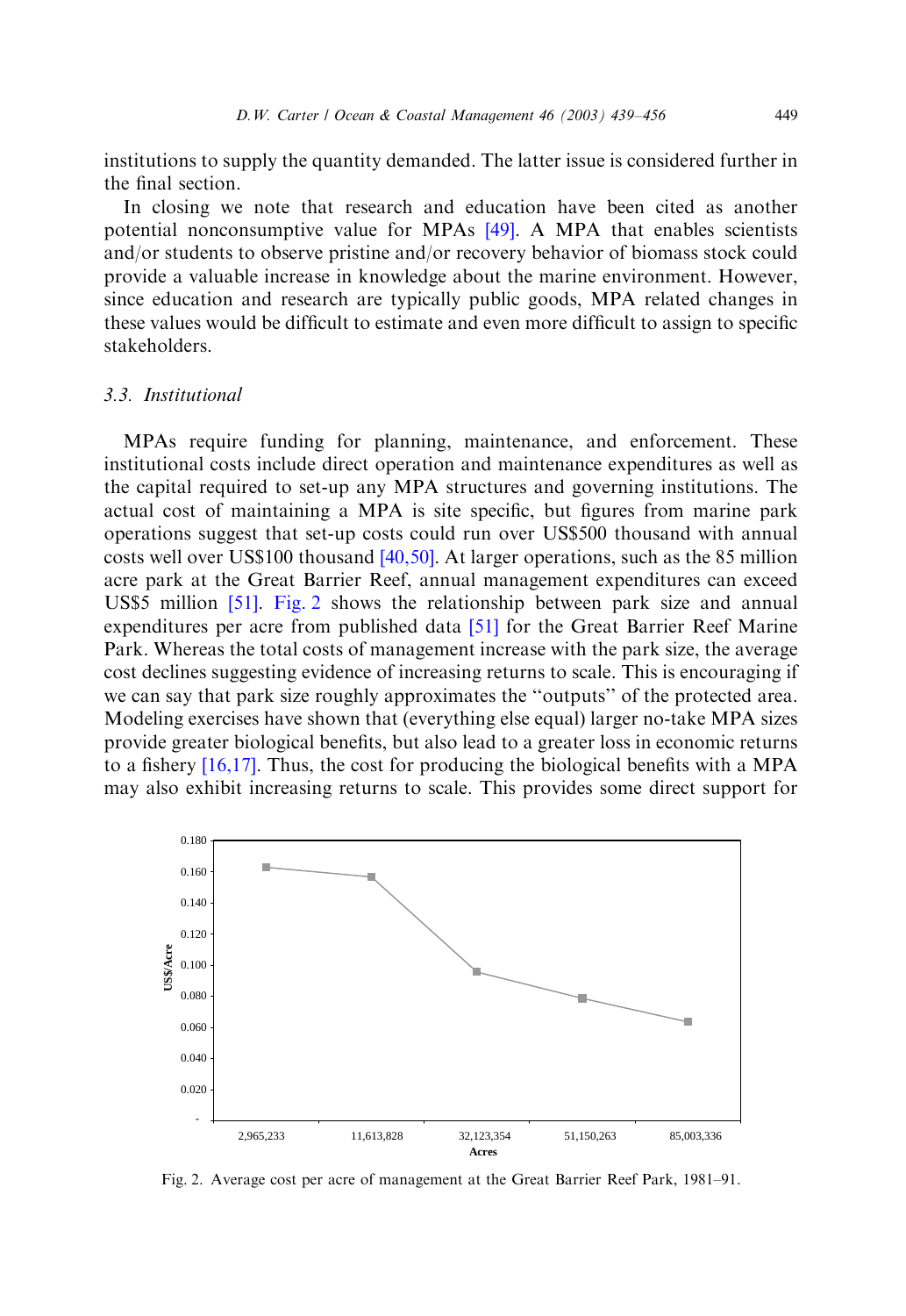institutions to supply the quantity demanded. The latter issue is considered further in the final section.

In closing we note that research and education have been cited as another potential nonconsumptive value for MPAs [49]. A MPA that enables scientists and/or students to observe pristine and/or recovery behavior of biomass stock could provide a valuable increase in knowledge about the marine environment. However, since education and research are typically public goods, MPA related changes in these values would be difficult to estimate and even more difficult to assign to specific stakeholders.

### 3.3. *Institutional*

MPAs require funding for planning, maintenance, and enforcement. These institutional costs include direct operation and maintenance expenditures as well as the capital required to set-up any MPA structures and governing institutions. The actual cost of maintaining a MPA is site specific, but figures from marine park operations suggest that set-up costs could run over US$500 thousand with annual costs well over US$100 thousand [40,50]. At larger operations, such as the 85 million acre park at the Great Barrier Reef, annual management expenditures can exceed US$5 million [51]. Fig. 2 shows the relationship between park size and annual expenditures per acre from published data [51] for the Great Barrier Reef Marine Park. Whereas the total costs of management increase with the park size, the average cost declines suggesting evidence of increasing returns to scale. This is encouraging if we can say that park size roughly approximates the "outputs" of the protected area. Modeling exercises have shown that (everything else equal) larger no-take MPA sizes provide greater biological benefits, but also lead to a greater loss in economic returns to a fishery [16,17]. Thus, the cost for producing the biological benefits with a MPA may also exhibit increasing returns to scale. This provides some direct support for

Fig. 2. Average cost per acre of management at the Great Barrier Reef Park, 1981–91.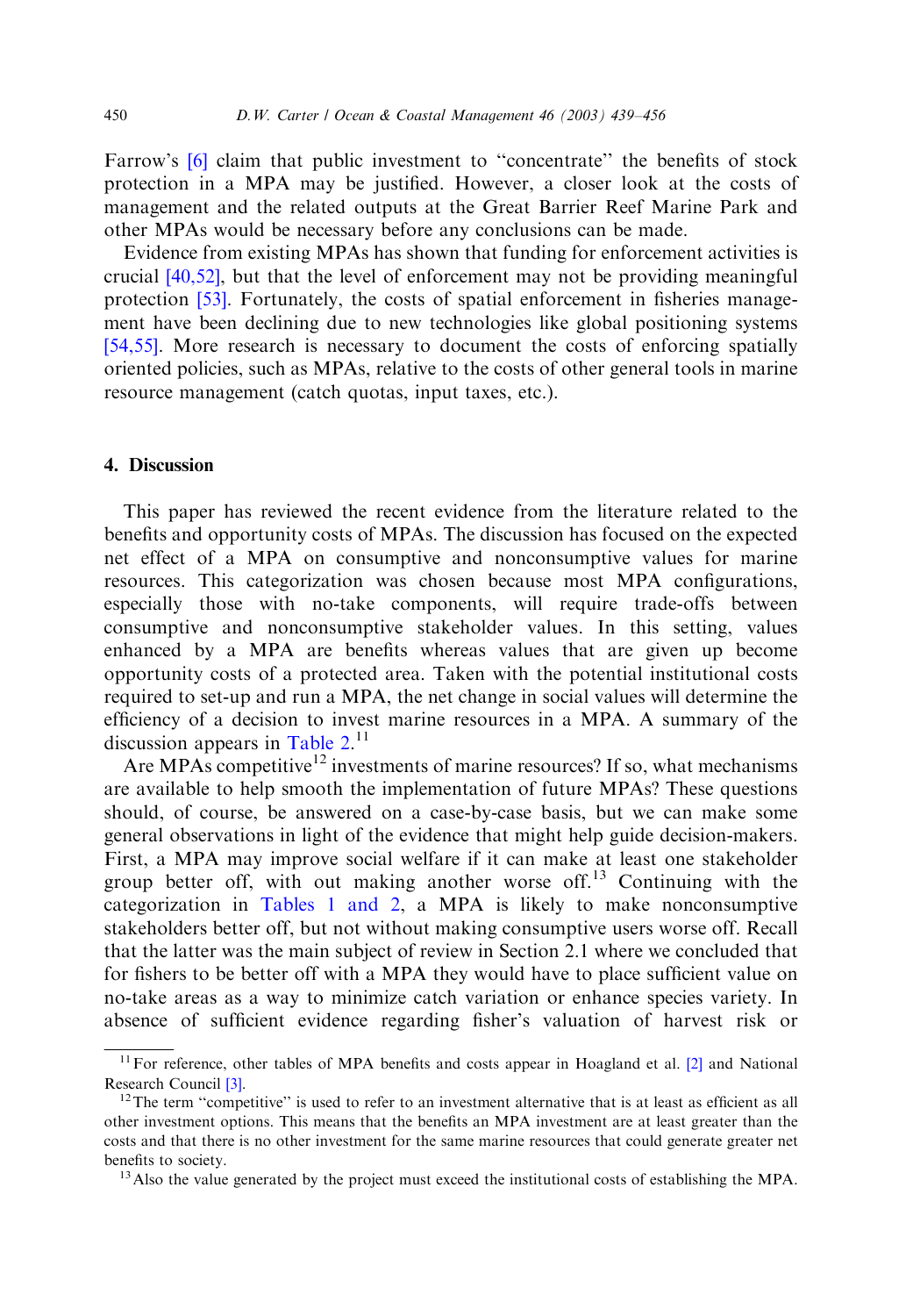Farrow's [6] claim that public investment to "concentrate" the benefits of stock protection in a MPA may be justified. However, a closer look at the costs of management and the related outputs at the Great Barrier Reef Marine Park and other MPAs would be necessary before any conclusions can be made.

Evidence from existing MPAs has shown that funding for enforcement activities is crucial [40,52], but that the level of enforcement may not be providing meaningful protection [53]. Fortunately, the costs of spatial enforcement in fisheries management have been declining due to new technologies like global positioning systems [54,55]. More research is necessary to document the costs of enforcing spatially oriented policies, such as MPAs, relative to the costs of other general tools in marine resource management (catch quotas, input taxes, etc.).

## 4. Discussion

This paper has reviewed the recent evidence from the literature related to the benefits and opportunity costs of MPAs. The discussion has focused on the expected net effect of a MPA on consumptive and nonconsumptive values for marine resources. This categorization was chosen because most MPA configurations, especially those with no-take components, will require trade-offs between consumptive and nonconsumptive stakeholder values. In this setting, values enhanced by a MPA are benefits whereas values that are given up become opportunity costs of a protected area. Taken with the potential institutional costs required to set-up and run a MPA, the net change in social values will determine the efficiency of a decision to invest marine resources in a MPA. A summary of the discussion appears in Table 2.[11]

Are MPAs competitive[12] investments of marine resources? If so, what mechanisms are available to help smooth the implementation of future MPAs? These questions should, of course, be answered on a case-by-case basis, but we can make some general observations in light of the evidence that might help guide decision-makers. First, a MPA may improve social welfare if it can make at least one stakeholder group better off, with out making another worse off.[13] Continuing with the categorization in Tables 1 and 2, a MPA is likely to make nonconsumptive stakeholders better off, but not without making consumptive users worse off. Recall that the latter was the main subject of review in Section 2.1 where we concluded that for fishers to be better off with a MPA they would have to place sufficient value on no-take areas as a way to minimize catch variation or enhance species variety. In absence of sufficient evidence regarding fisher's valuation of harvest risk or

[11] For reference, other tables of MPA benefits and costs appear in Hoagland et al. [2] and National Research Council [3].

[12] The term "competitive" is used to refer to an investment alternative that is at least as efficient as all other investment options. This means that the benefits an MPA investment are at least greater than the costs and that there is no other investment for the same marine resources that could generate greater net benefits to society.

[13] Also the value generated by the project must exceed the institutional costs of establishing the MPA.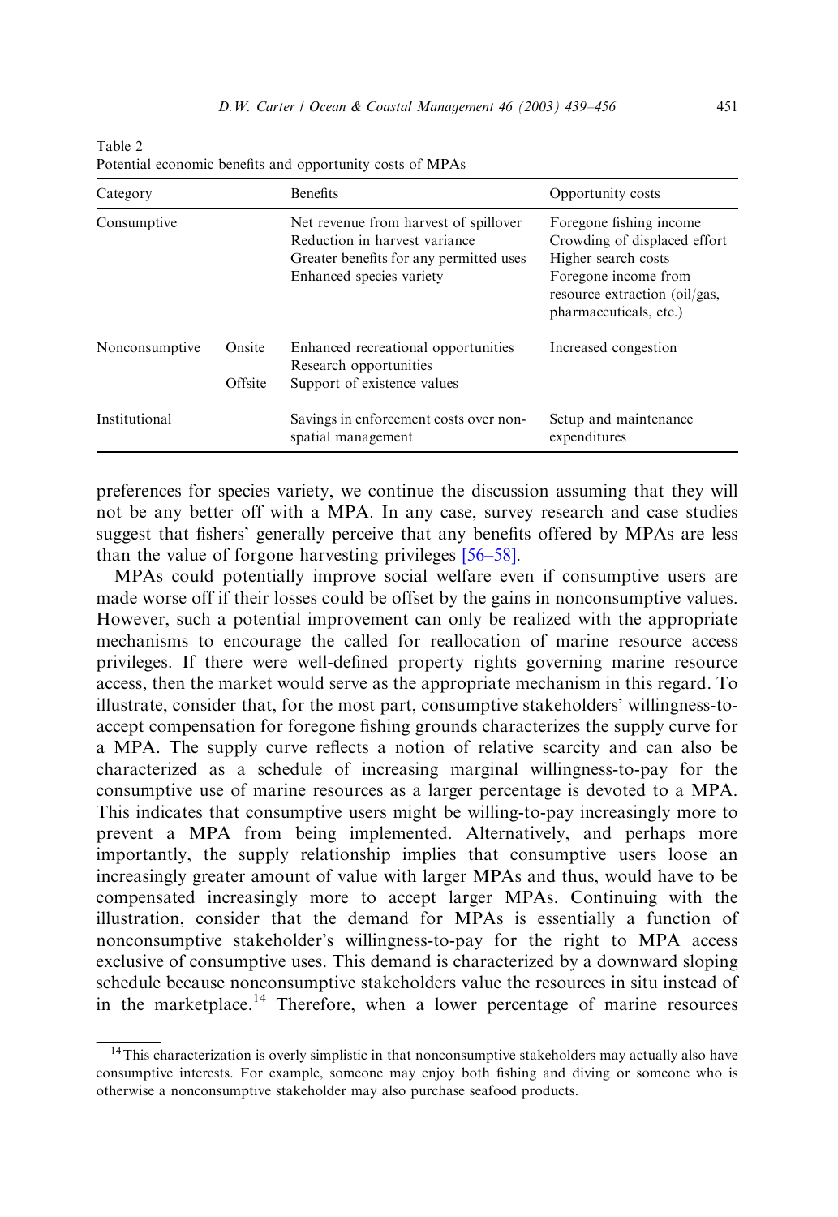Table 2
Potential economic benefits and opportunity costs of MPAs

| Category | | Benefits | Opportunity costs |
|---|---|---|---|
| Consumptive | | Net revenue from harvest of spillover<br>Reduction in harvest variance<br>Greater benefits for any permitted uses<br>Enhanced species variety | Foregone fishing income<br>Crowding of displaced effort<br>Higher search costs<br>Foregone income from resource extraction (oil/gas, pharmaceuticals, etc.) |
| Nonconsumptive | Onsite | Enhanced recreational opportunities<br>Research opportunities | Increased congestion |
| | Offsite | Support of existence values | |
| Institutional | | Savings in enforcement costs over non-spatial management | Setup and maintenance expenditures |

preferences for species variety, we continue the discussion assuming that they will not be any better off with a MPA. In any case, survey research and case studies suggest that fishers' generally perceive that any benefits offered by MPAs are less than the value of forgone harvesting privileges [56–58].

MPAs could potentially improve social welfare even if consumptive users are made worse off if their losses could be offset by the gains in nonconsumptive values. However, such a potential improvement can only be realized with the appropriate mechanisms to encourage the called for reallocation of marine resource access privileges. If there were well-defined property rights governing marine resource access, then the market would serve as the appropriate mechanism in this regard. To illustrate, consider that, for the most part, consumptive stakeholders' willingness-to-accept compensation for foregone fishing grounds characterizes the supply curve for a MPA. The supply curve reflects a notion of relative scarcity and can also be characterized as a schedule of increasing marginal willingness-to-pay for the consumptive use of marine resources as a larger percentage is devoted to a MPA. This indicates that consumptive users might be willing-to-pay increasingly more to prevent a MPA from being implemented. Alternatively, and perhaps more importantly, the supply relationship implies that consumptive users loose an increasingly greater amount of value with larger MPAs and thus, would have to be compensated increasingly more to accept larger MPAs. Continuing with the illustration, consider that the demand for MPAs is essentially a function of nonconsumptive stakeholder's willingness-to-pay for the right to MPA access exclusive of consumptive uses. This demand is characterized by a downward sloping schedule because nonconsumptive stakeholders value the resources in situ instead of in the marketplace.[14] Therefore, when a lower percentage of marine resources

[14] This characterization is overly simplistic in that nonconsumptive stakeholders may actually also have consumptive interests. For example, someone may enjoy both fishing and diving or someone who is otherwise a nonconsumptive stakeholder may also purchase seafood products.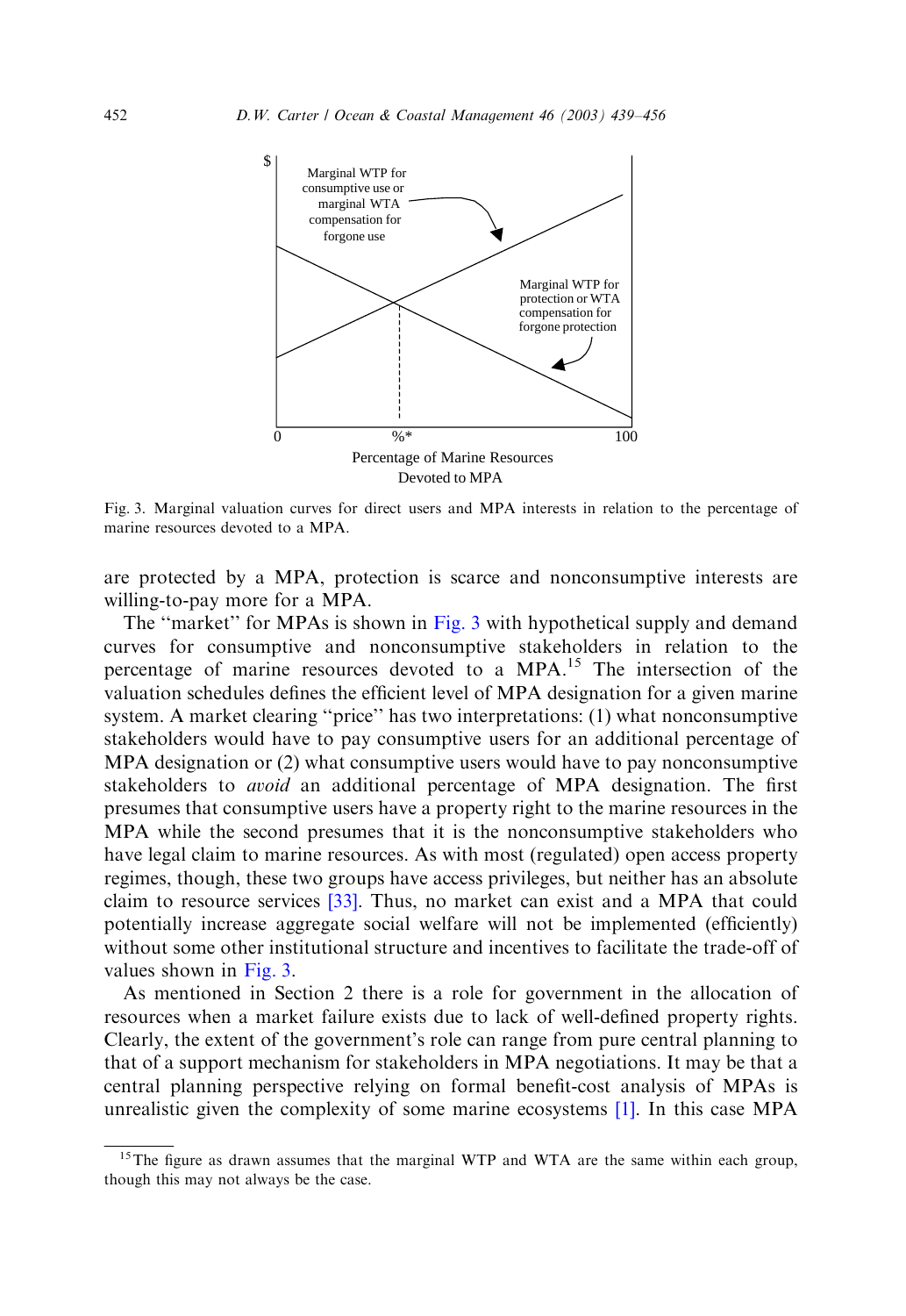Fig. 3. Marginal valuation curves for direct users and MPA interests in relation to the percentage of marine resources devoted to a MPA.

are protected by a MPA, protection is scarce and nonconsumptive interests are willing-to-pay more for a MPA.

The ''market'' for MPAs is shown in Fig. 3 with hypothetical supply and demand curves for consumptive and nonconsumptive stakeholders in relation to the percentage of marine resources devoted to a MPA.[15] The intersection of the valuation schedules defines the efficient level of MPA designation for a given marine system. A market clearing ''price'' has two interpretations: (1) what nonconsumptive stakeholders would have to pay consumptive users for an additional percentage of MPA designation or (2) what consumptive users would have to pay nonconsumptive stakeholders to *avoid* an additional percentage of MPA designation. The first presumes that consumptive users have a property right to the marine resources in the MPA while the second presumes that it is the nonconsumptive stakeholders who have legal claim to marine resources. As with most (regulated) open access property regimes, though, these two groups have access privileges, but neither has an absolute claim to resource services [33]. Thus, no market can exist and a MPA that could potentially increase aggregate social welfare will not be implemented (efficiently) without some other institutional structure and incentives to facilitate the trade-off of values shown in Fig. 3.

As mentioned in Section 2 there is a role for government in the allocation of resources when a market failure exists due to lack of well-defined property rights. Clearly, the extent of the government's role can range from pure central planning to that of a support mechanism for stakeholders in MPA negotiations. It may be that a central planning perspective relying on formal benefit-cost analysis of MPAs is unrealistic given the complexity of some marine ecosystems [1]. In this case MPA

[15] The figure as drawn assumes that the marginal WTP and WTA are the same within each group, though this may not always be the case.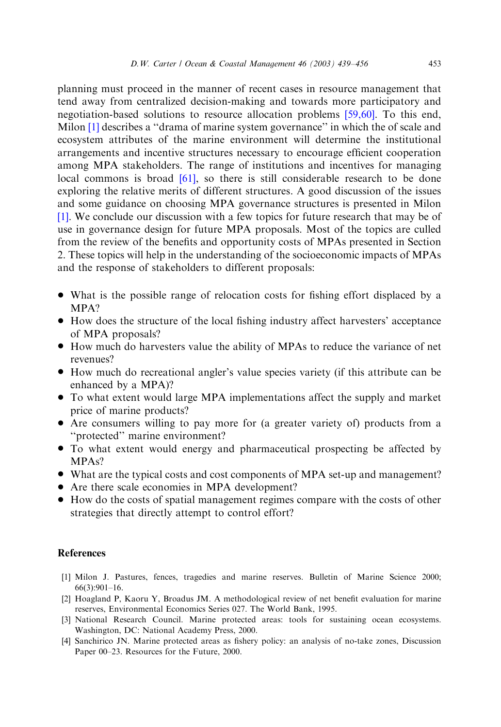planning must proceed in the manner of recent cases in resource management that tend away from centralized decision-making and towards more participatory and negotiation-based solutions to resource allocation problems [59,60]. To this end, Milon [1] describes a "drama of marine system governance" in which the of scale and ecosystem attributes of the marine environment will determine the institutional arrangements and incentive structures necessary to encourage efficient cooperation among MPA stakeholders. The range of institutions and incentives for managing local commons is broad [61], so there is still considerable research to be done exploring the relative merits of different structures. A good discussion of the issues and some guidance on choosing MPA governance structures is presented in Milon [1]. We conclude our discussion with a few topics for future research that may be of use in governance design for future MPA proposals. Most of the topics are culled from the review of the benefits and opportunity costs of MPAs presented in Section 2. These topics will help in the understanding of the socioeconomic impacts of MPAs and the response of stakeholders to different proposals:

- What is the possible range of relocation costs for fishing effort displaced by a MPA?
- How does the structure of the local fishing industry affect harvesters' acceptance of MPA proposals?
- How much do harvesters value the ability of MPAs to reduce the variance of net revenues?
- How much do recreational angler's value species variety (if this attribute can be enhanced by a MPA)?
- To what extent would large MPA implementations affect the supply and market price of marine products?
- Are consumers willing to pay more for (a greater variety of) products from a "protected" marine environment?
- To what extent would energy and pharmaceutical prospecting be affected by MPAs?
- What are the typical costs and cost components of MPA set-up and management?
- Are there scale economies in MPA development?
- How do the costs of spatial management regimes compare with the costs of other strategies that directly attempt to control effort?

## References

[1] Milon J. Pastures, fences, tragedies and marine reserves. Bulletin of Marine Science 2000; 66(3):901–16.

[2] Hoagland P, Kaoru Y, Broadus JM. A methodological review of net benefit evaluation for marine reserves, Environmental Economics Series 027. The World Bank, 1995.

[3] National Research Council. Marine protected areas: tools for sustaining ocean ecosystems. Washington, DC: National Academy Press, 2000.

[4] Sanchirico JN. Marine protected areas as fishery policy: an analysis of no-take zones, Discussion Paper 00–23. Resources for the Future, 2000.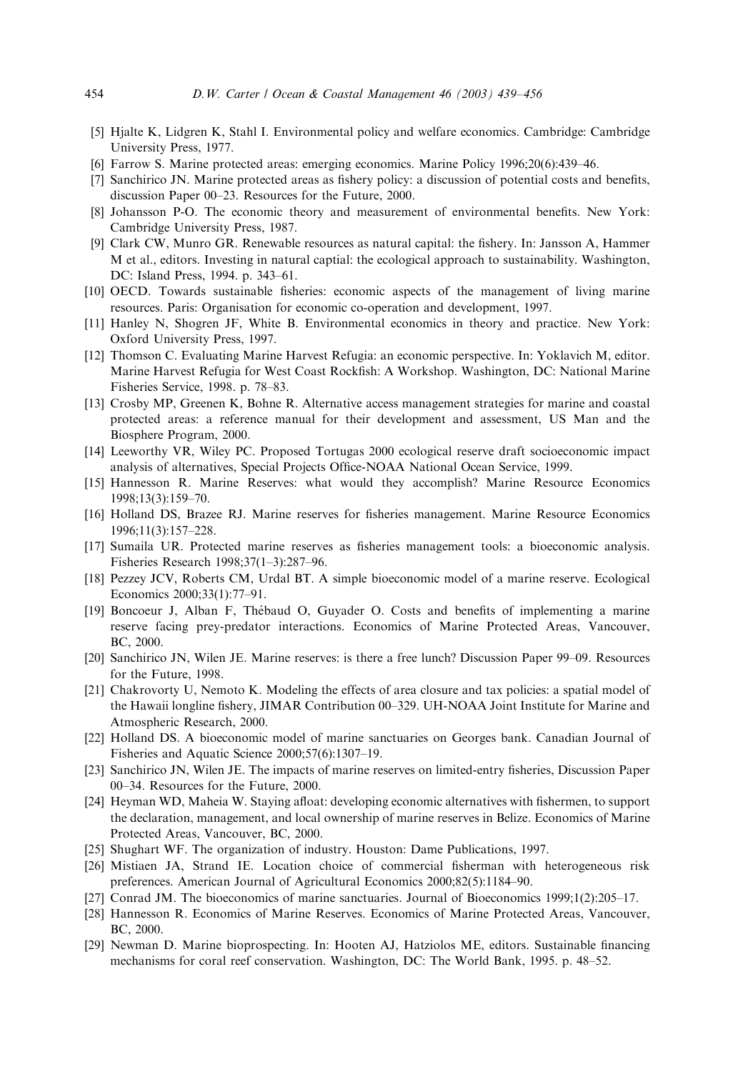[5] Hjalte K, Lidgren K, Stahl I. Environmental policy and welfare economics. Cambridge: Cambridge University Press, 1977.

[6] Farrow S. Marine protected areas: emerging economics. Marine Policy 1996;20(6):439–46.

[7] Sanchirico JN. Marine protected areas as fishery policy: a discussion of potential costs and benefits, discussion Paper 00–23. Resources for the Future, 2000.

[8] Johansson P-O. The economic theory and measurement of environmental benefits. New York: Cambridge University Press, 1987.

[9] Clark CW, Munro GR. Renewable resources as natural capital: the fishery. In: Jansson A, Hammer M et al., editors. Investing in natural captial: the ecological approach to sustainability. Washington, DC: Island Press, 1994. p. 343–61.

[10] OECD. Towards sustainable fisheries: economic aspects of the management of living marine resources. Paris: Organisation for economic co-operation and development, 1997.

[11] Hanley N, Shogren JF, White B. Environmental economics in theory and practice. New York: Oxford University Press, 1997.

[12] Thomson C. Evaluating Marine Harvest Refugia: an economic perspective. In: Yoklavich M, editor. Marine Harvest Refugia for West Coast Rockfish: A Workshop. Washington, DC: National Marine Fisheries Service, 1998. p. 78–83.

[13] Crosby MP, Greenen K, Bohne R. Alternative access management strategies for marine and coastal protected areas: a reference manual for their development and assessment, US Man and the Biosphere Program, 2000.

[14] Leeworthy VR, Wiley PC. Proposed Tortugas 2000 ecological reserve draft socioeconomic impact analysis of alternatives, Special Projects Office-NOAA National Ocean Service, 1999.

[15] Hannesson R. Marine Reserves: what would they accomplish? Marine Resource Economics 1998;13(3):159–70.

[16] Holland DS, Brazee RJ. Marine reserves for fisheries management. Marine Resource Economics 1996;11(3):157–228.

[17] Sumaila UR. Protected marine reserves as fisheries management tools: a bioeconomic analysis. Fisheries Research 1998;37(1–3):287–96.

[18] Pezzey JCV, Roberts CM, Urdal BT. A simple bioeconomic model of a marine reserve. Ecological Economics 2000;33(1):77–91.

[19] Boncoeur J, Alban F, Thébaud O, Guyader O. Costs and benefits of implementing a marine reserve facing prey-predator interactions. Economics of Marine Protected Areas, Vancouver, BC, 2000.

[20] Sanchirico JN, Wilen JE. Marine reserves: is there a free lunch? Discussion Paper 99–09. Resources for the Future, 1998.

[21] Chakrovorty U, Nemoto K. Modeling the effects of area closure and tax policies: a spatial model of the Hawaii longline fishery, JIMAR Contribution 00–329. UH-NOAA Joint Institute for Marine and Atmospheric Research, 2000.

[22] Holland DS. A bioeconomic model of marine sanctuaries on Georges bank. Canadian Journal of Fisheries and Aquatic Science 2000;57(6):1307–19.

[23] Sanchirico JN, Wilen JE. The impacts of marine reserves on limited-entry fisheries, Discussion Paper 00–34. Resources for the Future, 2000.

[24] Heyman WD, Maheia W. Staying afloat: developing economic alternatives with fishermen, to support the declaration, management, and local ownership of marine reserves in Belize. Economics of Marine Protected Areas, Vancouver, BC, 2000.

[25] Shughart WF. The organization of industry. Houston: Dame Publications, 1997.

[26] Mistiaen JA, Strand IE. Location choice of commercial fisherman with heterogeneous risk preferences. American Journal of Agricultural Economics 2000;82(5):1184–90.

[27] Conrad JM. The bioeconomics of marine sanctuaries. Journal of Bioeconomics 1999;1(2):205–17.

[28] Hannesson R. Economics of Marine Reserves. Economics of Marine Protected Areas, Vancouver, BC, 2000.

[29] Newman D. Marine bioprospecting. In: Hooten AJ, Hatziolos ME, editors. Sustainable financing mechanisms for coral reef conservation. Washington, DC: The World Bank, 1995. p. 48–52.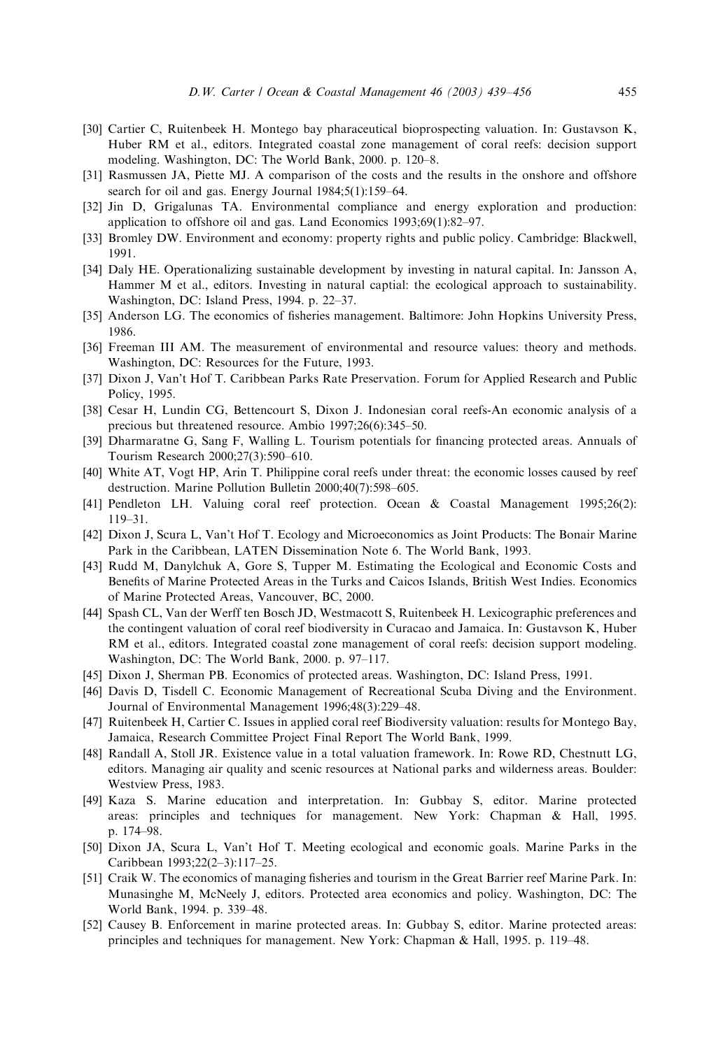[30] Cartier C, Ruitenbeek H. Montego bay pharaceutical bioprospecting valuation. In: Gustavson K, Huber RM et al., editors. Integrated coastal zone management of coral reefs: decision support modeling. Washington, DC: The World Bank, 2000. p. 120–8.

[31] Rasmussen JA, Piette MJ. A comparison of the costs and the results in the onshore and offshore search for oil and gas. Energy Journal 1984;5(1):159–64.

[32] Jin D, Grigalunas TA. Environmental compliance and energy exploration and production: application to offshore oil and gas. Land Economics 1993;69(1):82–97.

[33] Bromley DW. Environment and economy: property rights and public policy. Cambridge: Blackwell, 1991.

[34] Daly HE. Operationalizing sustainable development by investing in natural capital. In: Jansson A, Hammer M et al., editors. Investing in natural captial: the ecological approach to sustainability. Washington, DC: Island Press, 1994. p. 22–37.

[35] Anderson LG. The economics of fisheries management. Baltimore: John Hopkins University Press, 1986.

[36] Freeman III AM. The measurement of environmental and resource values: theory and methods. Washington, DC: Resources for the Future, 1993.

[37] Dixon J, Van't Hof T. Caribbean Parks Rate Preservation. Forum for Applied Research and Public Policy, 1995.

[38] Cesar H, Lundin CG, Bettencourt S, Dixon J. Indonesian coral reefs-An economic analysis of a precious but threatened resource. Ambio 1997;26(6):345–50.

[39] Dharmaratne G, Sang F, Walling L. Tourism potentials for financing protected areas. Annuals of Tourism Research 2000;27(3):590–610.

[40] White AT, Vogt HP, Arin T. Philippine coral reefs under threat: the economic losses caused by reef destruction. Marine Pollution Bulletin 2000;40(7):598–605.

[41] Pendleton LH. Valuing coral reef protection. Ocean & Coastal Management 1995;26(2): 119–31.

[42] Dixon J, Scura L, Van't Hof T. Ecology and Microeconomics as Joint Products: The Bonair Marine Park in the Caribbean, LATEN Dissemination Note 6. The World Bank, 1993.

[43] Rudd M, Danylchuk A, Gore S, Tupper M. Estimating the Ecological and Economic Costs and Benefits of Marine Protected Areas in the Turks and Caicos Islands, British West Indies. Economics of Marine Protected Areas, Vancouver, BC, 2000.

[44] Spash CL, Van der Werff ten Bosch JD, Westmacott S, Ruitenbeek H. Lexicographic preferences and the contingent valuation of coral reef biodiversity in Curacao and Jamaica. In: Gustavson K, Huber RM et al., editors. Integrated coastal zone management of coral reefs: decision support modeling. Washington, DC: The World Bank, 2000. p. 97–117.

[45] Dixon J, Sherman PB. Economics of protected areas. Washington, DC: Island Press, 1991.

[46] Davis D, Tisdell C. Economic Management of Recreational Scuba Diving and the Environment. Journal of Environmental Management 1996;48(3):229–48.

[47] Ruitenbeek H, Cartier C. Issues in applied coral reef Biodiversity valuation: results for Montego Bay, Jamaica, Research Committee Project Final Report The World Bank, 1999.

[48] Randall A, Stoll JR. Existence value in a total valuation framework. In: Rowe RD, Chestnutt LG, editors. Managing air quality and scenic resources at National parks and wilderness areas. Boulder: Westview Press, 1983.

[49] Kaza S. Marine education and interpretation. In: Gubbay S, editor. Marine protected areas: principles and techniques for management. New York: Chapman & Hall, 1995. p. 174–98.

[50] Dixon JA, Scura L, Van't Hof T. Meeting ecological and economic goals. Marine Parks in the Caribbean 1993;22(2–3):117–25.

[51] Craik W. The economics of managing fisheries and tourism in the Great Barrier reef Marine Park. In: Munasinghe M, McNeely J, editors. Protected area economics and policy. Washington, DC: The World Bank, 1994. p. 339–48.

[52] Causey B. Enforcement in marine protected areas. In: Gubbay S, editor. Marine protected areas: principles and techniques for management. New York: Chapman & Hall, 1995. p. 119–48.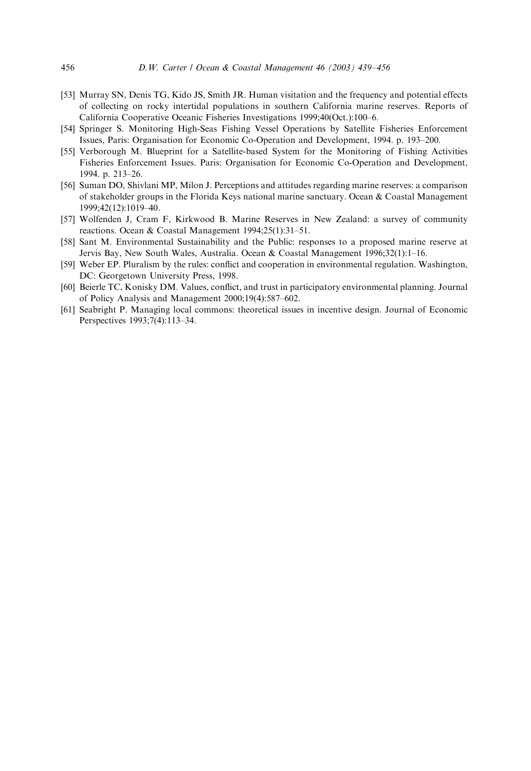[53] Murray SN, Denis TG, Kido JS, Smith JR. Human visitation and the frequency and potential effects of collecting on rocky intertidal populations in southern California marine reserves. Reports of California Cooperative Oceanic Fisheries Investigations 1999;40(Oct.):100–6.

[54] Springer S. Monitoring High-Seas Fishing Vessel Operations by Satellite Fisheries Enforcement Issues, Paris: Organisation for Economic Co-Operation and Development, 1994. p. 193–200.

[55] Verborough M. Blueprint for a Satellite-based System for the Monitoring of Fishing Activities Fisheries Enforcement Issues. Paris: Organisation for Economic Co-Operation and Development, 1994. p. 213–26.

[56] Suman DO, Shivlani MP, Milon J. Perceptions and attitudes regarding marine reserves: a comparison of stakeholder groups in the Florida Keys national marine sanctuary. Ocean & Coastal Management 1999;42(12):1019–40.

[57] Wolfenden J, Cram F, Kirkwood B. Marine Reserves in New Zealand: a survey of community reactions. Ocean & Coastal Management 1994;25(1):31–51.

[58] Sant M. Environmental Sustainability and the Public: responses to a proposed marine reserve at Jervis Bay, New South Wales, Australia. Ocean & Coastal Management 1996;32(1):1–16.

[59] Weber EP. Pluralism by the rules: conflict and cooperation in environmental regulation. Washington, DC: Georgetown University Press, 1998.

[60] Beierle TC, Konisky DM. Values, conflict, and trust in participatory environmental planning. Journal of Policy Analysis and Management 2000;19(4):587–602.

[61] Seabright P. Managing local commons: theoretical issues in incentive design. Journal of Economic Perspectives 1993;7(4):113–34.